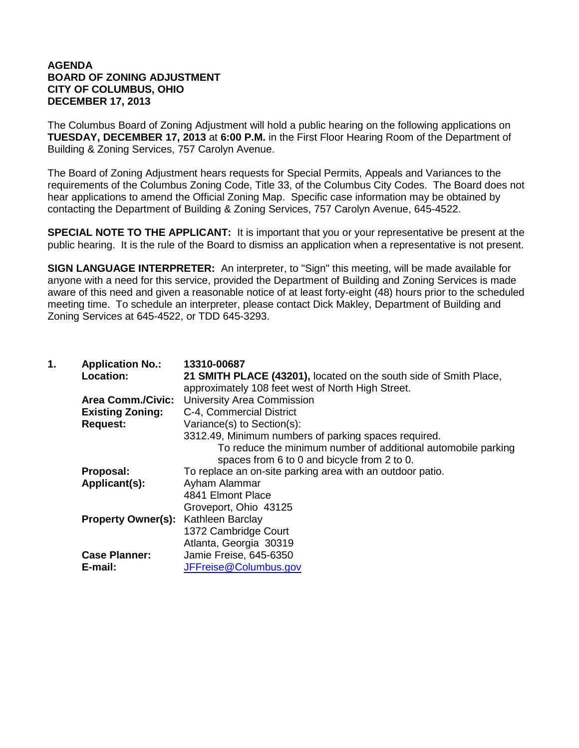**AGENDA**
**BOARD OF ZONING ADJUSTMENT**
**CITY OF COLUMBUS, OHIO**
**DECEMBER 17, 2013**

The Columbus Board of Zoning Adjustment will hold a public hearing on the following applications on **TUESDAY, DECEMBER 17, 2013** at **6:00 P.M.** in the First Floor Hearing Room of the Department of Building & Zoning Services, 757 Carolyn Avenue.

The Board of Zoning Adjustment hears requests for Special Permits, Appeals and Variances to the requirements of the Columbus Zoning Code, Title 33, of the Columbus City Codes. The Board does not hear applications to amend the Official Zoning Map. Specific case information may be obtained by contacting the Department of Building & Zoning Services, 757 Carolyn Avenue, 645-4522.

**SPECIAL NOTE TO THE APPLICANT:** It is important that you or your representative be present at the public hearing. It is the rule of the Board to dismiss an application when a representative is not present.

**SIGN LANGUAGE INTERPRETER:** An interpreter, to "Sign" this meeting, will be made available for anyone with a need for this service, provided the Department of Building and Zoning Services is made aware of this need and given a reasonable notice of at least forty-eight (48) hours prior to the scheduled meeting time. To schedule an interpreter, please contact Dick Makley, Department of Building and Zoning Services at 645-4522, or TDD 645-3293.

**1. Application No.:** **13310-00687**

**Location:** **21 SMITH PLACE (43201),** located on the south side of Smith Place, approximately 108 feet west of North High Street.

**Area Comm./Civic:** University Area Commission

**Existing Zoning:** C-4, Commercial District

**Request:** Variance(s) to Section(s):

3312.49, Minimum numbers of parking spaces required.
To reduce the minimum number of additional automobile parking spaces from 6 to 0 and bicycle from 2 to 0.

**Proposal:** To replace an on-site parking area with an outdoor patio.

**Applicant(s):** Ayham Alammar
4841 Elmont Place
Groveport, Ohio 43125

**Property Owner(s):** Kathleen Barclay
1372 Cambridge Court
Atlanta, Georgia 30319

**Case Planner:** Jamie Freise, 645-6350

**E-mail:** JFFreise@Columbus.gov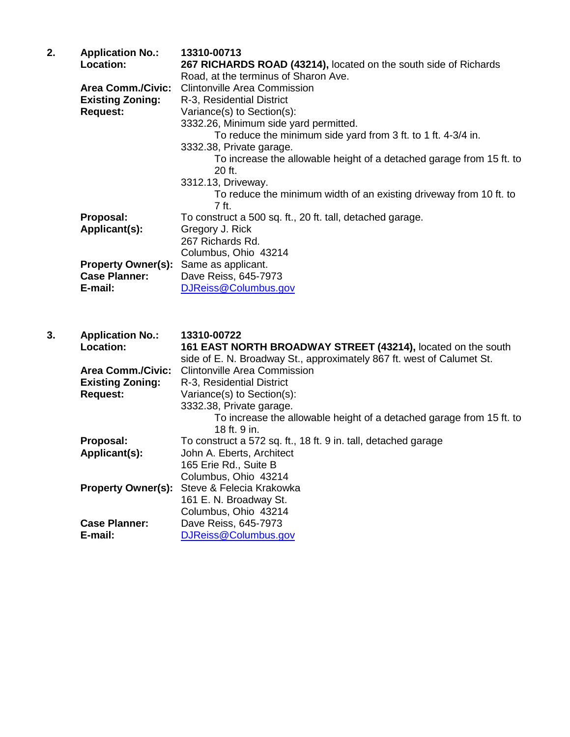2. **Application No.:** **13310-00713**
**Location:** **267 RICHARDS ROAD (43214),** located on the south side of Richards Road, at the terminus of Sharon Ave.
**Area Comm./Civic:** Clintonville Area Commission
**Existing Zoning:** R-3, Residential District
**Request:** Variance(s) to Section(s):
3332.26, Minimum side yard permitted.
To reduce the minimum side yard from 3 ft. to 1 ft. 4-3/4 in.
3332.38, Private garage.
To increase the allowable height of a detached garage from 15 ft. to 20 ft.
3312.13, Driveway.
To reduce the minimum width of an existing driveway from 10 ft. to 7 ft.
**Proposal:** To construct a 500 sq. ft., 20 ft. tall, detached garage.
**Applicant(s):** Gregory J. Rick
267 Richards Rd.
Columbus, Ohio 43214
**Property Owner(s):** Same as applicant.
**Case Planner:** Dave Reiss, 645-7973
**E-mail:** DJReiss@Columbus.gov

3. **Application No.:** **13310-00722**
**Location:** **161 EAST NORTH BROADWAY STREET (43214),** located on the south side of E. N. Broadway St., approximately 867 ft. west of Calumet St.
**Area Comm./Civic:** Clintonville Area Commission
**Existing Zoning:** R-3, Residential District
**Request:** Variance(s) to Section(s):
3332.38, Private garage.
To increase the allowable height of a detached garage from 15 ft. to 18 ft. 9 in.
**Proposal:** To construct a 572 sq. ft., 18 ft. 9 in. tall, detached garage
**Applicant(s):** John A. Eberts, Architect
165 Erie Rd., Suite B
Columbus, Ohio 43214
**Property Owner(s):** Steve & Felecia Krakowka
161 E. N. Broadway St.
Columbus, Ohio 43214
**Case Planner:** Dave Reiss, 645-7973
**E-mail:** DJReiss@Columbus.gov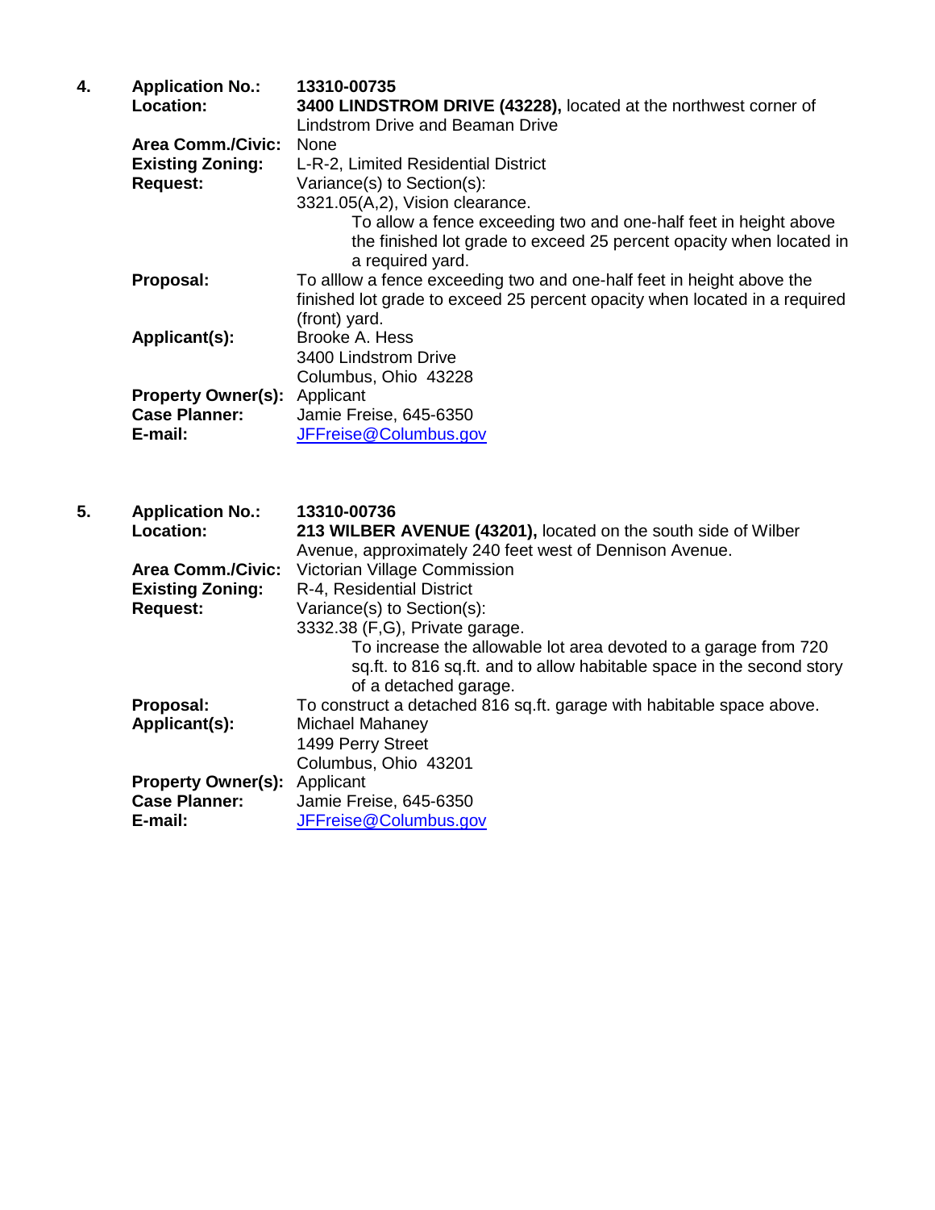4. **Application No.:** **13310-00735**
**Location:** **3400 LINDSTROM DRIVE (43228),** located at the northwest corner of Lindstrom Drive and Beaman Drive
**Area Comm./Civic:** None
**Existing Zoning:** L-R-2, Limited Residential District
**Request:** Variance(s) to Section(s):
3321.05(A,2), Vision clearance.
To allow a fence exceeding two and one-half feet in height above the finished lot grade to exceed 25 percent opacity when located in a required yard.
**Proposal:** To alllow a fence exceeding two and one-half feet in height above the finished lot grade to exceed 25 percent opacity when located in a required (front) yard.
**Applicant(s):** Brooke A. Hess
3400 Lindstrom Drive
Columbus, Ohio 43228
**Property Owner(s):** Applicant
**Case Planner:** Jamie Freise, 645-6350
**E-mail:** JFFreise@Columbus.gov

5. **Application No.:** **13310-00736**
**Location:** **213 WILBER AVENUE (43201),** located on the south side of Wilber Avenue, approximately 240 feet west of Dennison Avenue.
**Area Comm./Civic:** Victorian Village Commission
**Existing Zoning:** R-4, Residential District
**Request:** Variance(s) to Section(s):
3332.38 (F,G), Private garage.
To increase the allowable lot area devoted to a garage from 720 sq.ft. to 816 sq.ft. and to allow habitable space in the second story of a detached garage.
**Proposal:** To construct a detached 816 sq.ft. garage with habitable space above.
**Applicant(s):** Michael Mahaney
1499 Perry Street
Columbus, Ohio 43201
**Property Owner(s):** Applicant
**Case Planner:** Jamie Freise, 645-6350
**E-mail:** JFFreise@Columbus.gov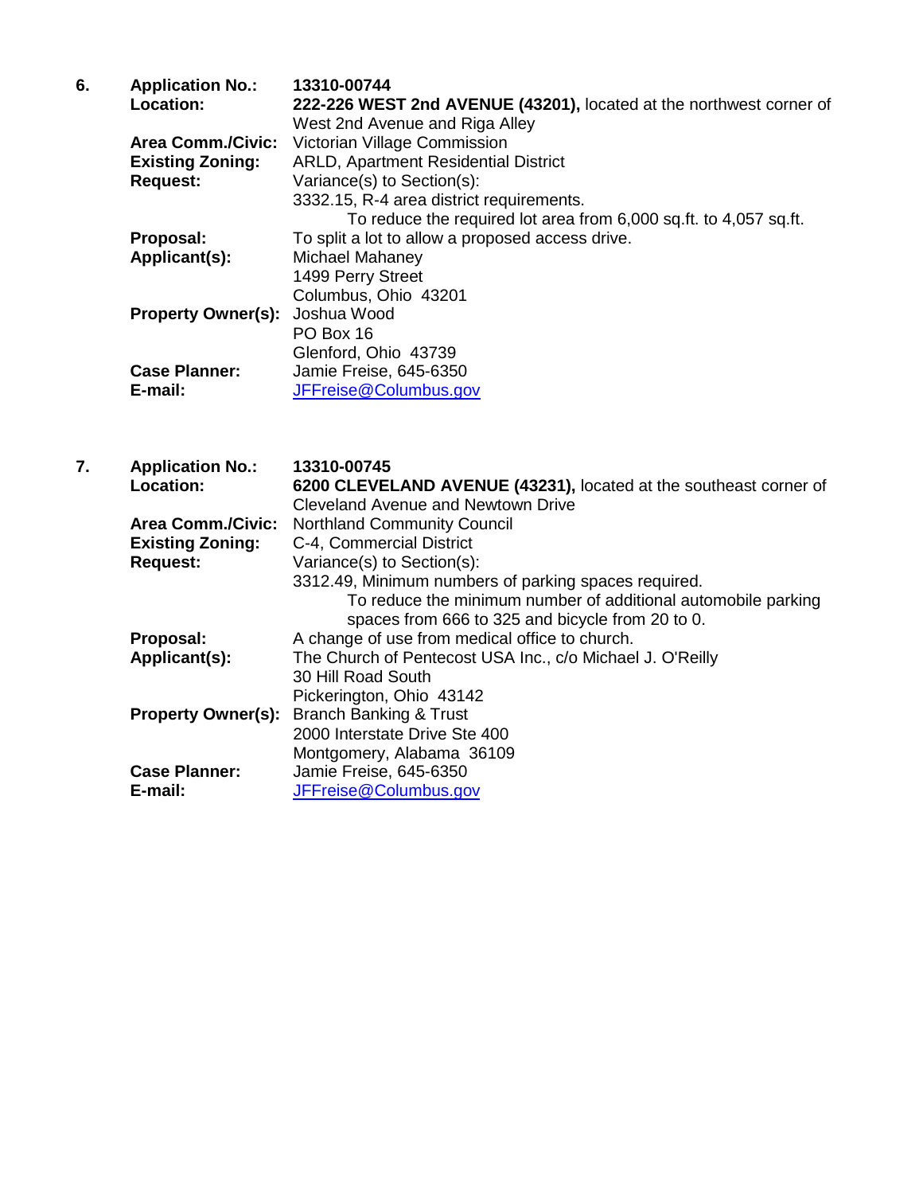6. **Application No.:** **13310-00744**

**Location:** **222-226 WEST 2nd AVENUE (43201),** located at the northwest corner of West 2nd Avenue and Riga Alley

**Area Comm./Civic:** Victorian Village Commission

**Existing Zoning:** ARLD, Apartment Residential District

**Request:** Variance(s) to Section(s):

3332.15, R-4 area district requirements.

To reduce the required lot area from 6,000 sq.ft. to 4,057 sq.ft.

**Proposal:** To split a lot to allow a proposed access drive.

**Applicant(s):** Michael Mahaney
1499 Perry Street
Columbus, Ohio 43201

**Property Owner(s):** Joshua Wood
PO Box 16
Glenford, Ohio 43739

**Case Planner:** Jamie Freise, 645-6350

**E-mail:** JFFreise@Columbus.gov

7. **Application No.:** **13310-00745**

**Location:** **6200 CLEVELAND AVENUE (43231),** located at the southeast corner of Cleveland Avenue and Newtown Drive

**Area Comm./Civic:** Northland Community Council

**Existing Zoning:** C-4, Commercial District

**Request:** Variance(s) to Section(s):

3312.49, Minimum numbers of parking spaces required.

To reduce the minimum number of additional automobile parking spaces from 666 to 325 and bicycle from 20 to 0.

**Proposal:** A change of use from medical office to church.

**Applicant(s):** The Church of Pentecost USA Inc., c/o Michael J. O'Reilly
30 Hill Road South
Pickerington, Ohio 43142

**Property Owner(s):** Branch Banking & Trust
2000 Interstate Drive Ste 400
Montgomery, Alabama 36109

**Case Planner:** Jamie Freise, 645-6350

**E-mail:** JFFreise@Columbus.gov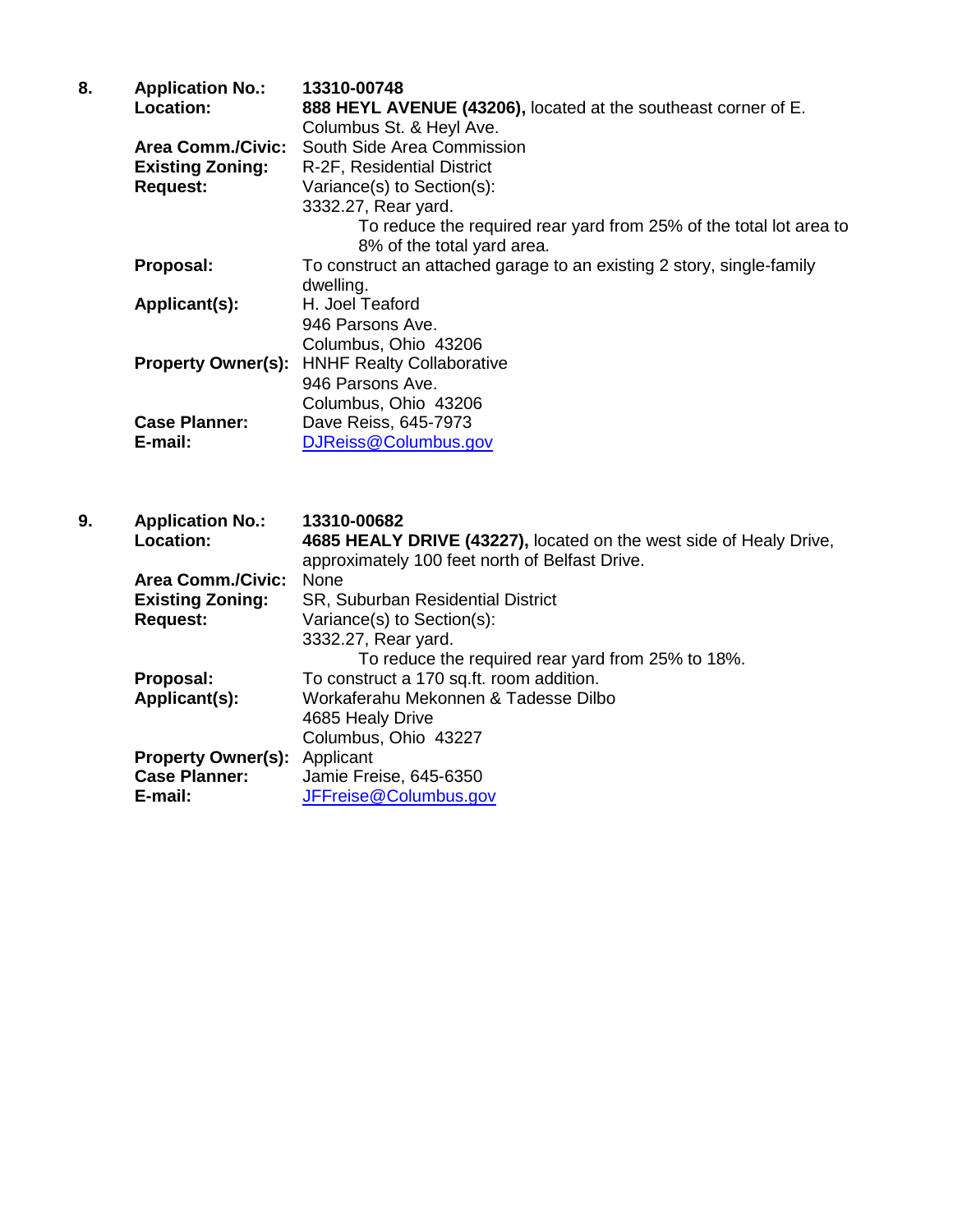**8.** **Application No.:** **13310-00748**

**Location:** **888 HEYL AVENUE (43206),** located at the southeast corner of E. Columbus St. & Heyl Ave.

**Area Comm./Civic:** South Side Area Commission

**Existing Zoning:** R-2F, Residential District

**Request:** Variance(s) to Section(s):

3332.27, Rear yard.

To reduce the required rear yard from 25% of the total lot area to 8% of the total yard area.

**Proposal:** To construct an attached garage to an existing 2 story, single-family dwelling.

**Applicant(s):** H. Joel Teaford
946 Parsons Ave.
Columbus, Ohio 43206

**Property Owner(s):** HNHF Realty Collaborative
946 Parsons Ave.
Columbus, Ohio 43206

**Case Planner:** Dave Reiss, 645-7973

**E-mail:** DJReiss@Columbus.gov

**9.** **Application No.:** **13310-00682**

**Location:** **4685 HEALY DRIVE (43227),** located on the west side of Healy Drive, approximately 100 feet north of Belfast Drive.

**Area Comm./Civic:** None

**Existing Zoning:** SR, Suburban Residential District

**Request:** Variance(s) to Section(s):

3332.27, Rear yard.

To reduce the required rear yard from 25% to 18%.

**Proposal:** To construct a 170 sq.ft. room addition.

**Applicant(s):** Workaferahu Mekonnen & Tadesse Dilbo
4685 Healy Drive
Columbus, Ohio 43227

**Property Owner(s):** Applicant

**Case Planner:** Jamie Freise, 645-6350

**E-mail:** JFFreise@Columbus.gov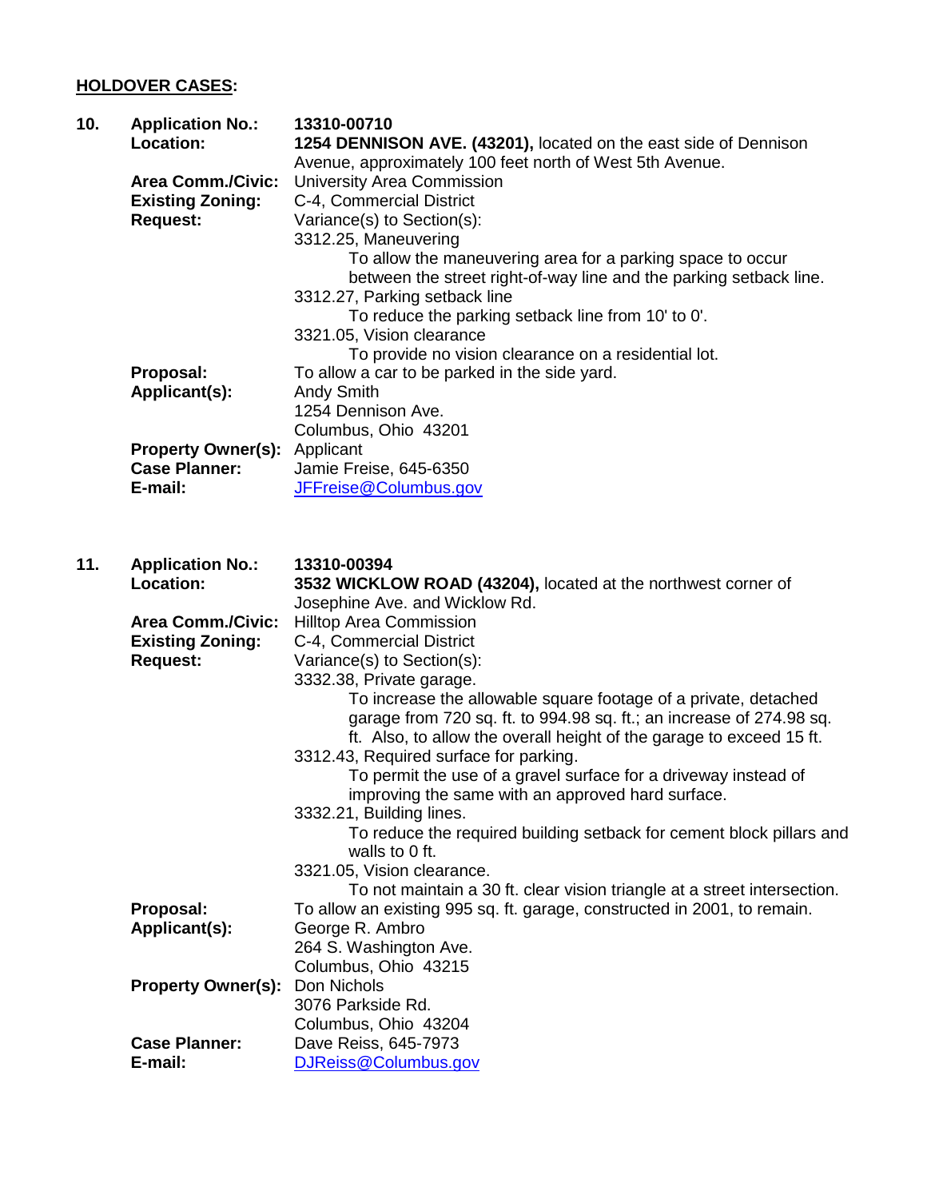## HOLDOVER CASES:

**10. Application No.:** **13310-00710**

**Location:** **1254 DENNISON AVE. (43201),** located on the east side of Dennison Avenue, approximately 100 feet north of West 5th Avenue.

**Area Comm./Civic:** University Area Commission

**Existing Zoning:** C-4, Commercial District

**Request:** Variance(s) to Section(s):

3312.25, Maneuvering

To allow the maneuvering area for a parking space to occur between the street right-of-way line and the parking setback line.

3312.27, Parking setback line

To reduce the parking setback line from 10' to 0'.

3321.05, Vision clearance

To provide no vision clearance on a residential lot.

**Proposal:** To allow a car to be parked in the side yard.

**Applicant(s):** Andy Smith
1254 Dennison Ave.
Columbus, Ohio 43201

**Property Owner(s):** Applicant

**Case Planner:** Jamie Freise, 645-6350

**E-mail:** JFFreise@Columbus.gov

**11. Application No.:** **13310-00394**

**Location:** **3532 WICKLOW ROAD (43204),** located at the northwest corner of Josephine Ave. and Wicklow Rd.

**Area Comm./Civic:** Hilltop Area Commission

**Existing Zoning:** C-4, Commercial District

**Request:** Variance(s) to Section(s):

3332.38, Private garage.

To increase the allowable square footage of a private, detached garage from 720 sq. ft. to 994.98 sq. ft.; an increase of 274.98 sq. ft. Also, to allow the overall height of the garage to exceed 15 ft.

3312.43, Required surface for parking.

To permit the use of a gravel surface for a driveway instead of improving the same with an approved hard surface.

3332.21, Building lines.

To reduce the required building setback for cement block pillars and walls to 0 ft.

3321.05, Vision clearance.

To not maintain a 30 ft. clear vision triangle at a street intersection.

**Proposal:** To allow an existing 995 sq. ft. garage, constructed in 2001, to remain.

**Applicant(s):** George R. Ambro
264 S. Washington Ave.
Columbus, Ohio 43215

**Property Owner(s):** Don Nichols
3076 Parkside Rd.
Columbus, Ohio 43204

**Case Planner:** Dave Reiss, 645-7973

**E-mail:** DJReiss@Columbus.gov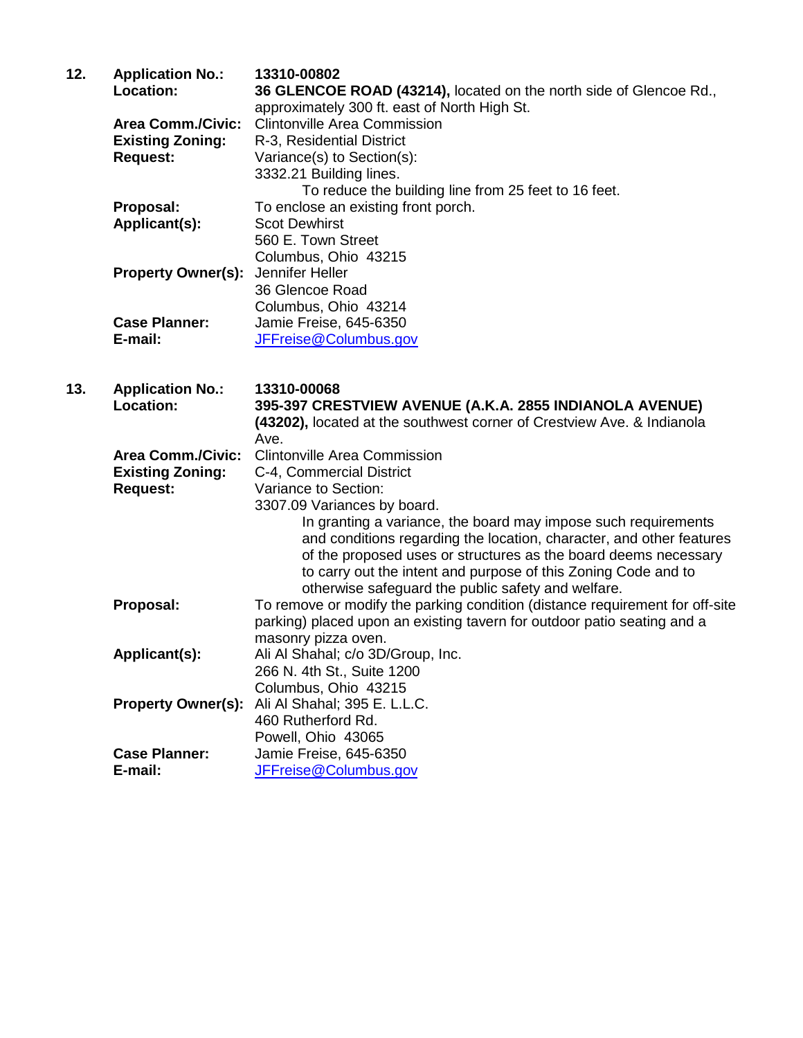**12.** **Application No.:** **13310-00802**

**Location:** **36 GLENCOE ROAD (43214),** located on the north side of Glencoe Rd., approximately 300 ft. east of North High St.

**Area Comm./Civic:** Clintonville Area Commission

**Existing Zoning:** R-3, Residential District

**Request:** Variance(s) to Section(s):
3332.21 Building lines.
To reduce the building line from 25 feet to 16 feet.

**Proposal:** To enclose an existing front porch.

**Applicant(s):** Scot Dewhirst
560 E. Town Street
Columbus, Ohio 43215

**Property Owner(s):** Jennifer Heller
36 Glencoe Road
Columbus, Ohio 43214

**Case Planner:** Jamie Freise, 645-6350

**E-mail:** JFFreise@Columbus.gov

**13.** **Application No.:** **13310-00068**

**Location:** **395-397 CRESTVIEW AVENUE (A.K.A. 2855 INDIANOLA AVENUE) (43202),** located at the southwest corner of Crestview Ave. & Indianola Ave.

**Area Comm./Civic:** Clintonville Area Commission

**Existing Zoning:** C-4, Commercial District

**Request:** Variance to Section:
3307.09 Variances by board.
In granting a variance, the board may impose such requirements and conditions regarding the location, character, and other features of the proposed uses or structures as the board deems necessary to carry out the intent and purpose of this Zoning Code and to otherwise safeguard the public safety and welfare.

**Proposal:** To remove or modify the parking condition (distance requirement for off-site parking) placed upon an existing tavern for outdoor patio seating and a masonry pizza oven.

**Applicant(s):** Ali Al Shahal; c/o 3D/Group, Inc.
266 N. 4th St., Suite 1200
Columbus, Ohio 43215

**Property Owner(s):** Ali Al Shahal; 395 E. L.L.C.
460 Rutherford Rd.
Powell, Ohio 43065

**Case Planner:** Jamie Freise, 645-6350

**E-mail:** JFFreise@Columbus.gov